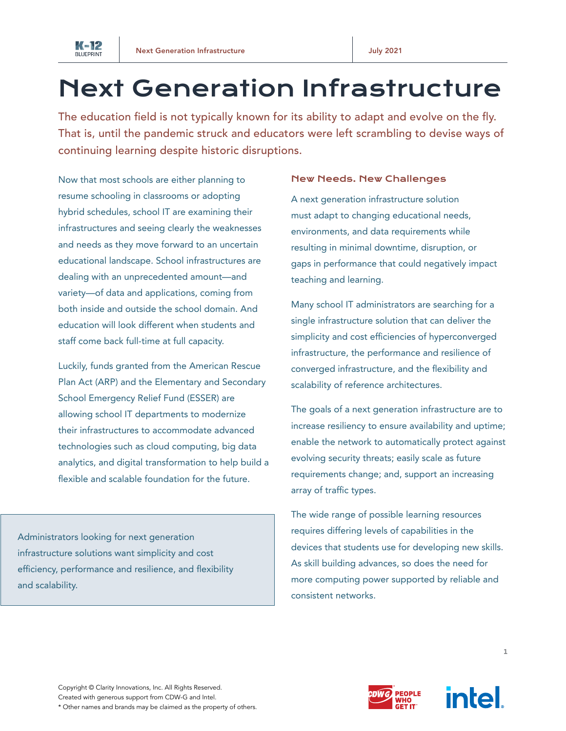# Next Generation Infrastructure

The education field is not typically known for its ability to adapt and evolve on the fly. That is, until the pandemic struck and educators were left scrambling to devise ways of continuing learning despite historic disruptions.

Now that most schools are either planning to resume schooling in classrooms or adopting hybrid schedules, school IT are examining their infrastructures and seeing clearly the weaknesses and needs as they move forward to an uncertain educational landscape. School infrastructures are dealing with an unprecedented amount—and variety—of data and applications, coming from both inside and outside the school domain. And education will look different when students and staff come back full-time at full capacity.

Luckily, funds granted from the American Rescue Plan Act (ARP) and the Elementary and Secondary School Emergency Relief Fund (ESSER) are allowing school IT departments to modernize their infrastructures to accommodate advanced technologies such as cloud computing, big data analytics, and digital transformation to help build a flexible and scalable foundation for the future.

> Administrators looking for next generation infrastructure solutions want simplicity and cost efficiency, performance and resilience, and flexibility and scalability.

## New Needs. New Challenges

A next generation infrastructure solution must adapt to changing educational needs, environments, and data requirements while resulting in minimal downtime, disruption, or gaps in performance that could negatively impact teaching and learning.

Many school IT administrators are searching for a single infrastructure solution that can deliver the simplicity and cost efficiencies of hyperconverged infrastructure, the performance and resilience of converged infrastructure, and the flexibility and scalability of reference architectures.

The goals of a next generation infrastructure are to increase resiliency to ensure availability and uptime; enable the network to automatically protect against evolving security threats; easily scale as future requirements change; and, support an increasing array of traffic types.

The wide range of possible learning resources requires differing levels of capabilities in the devices that students use for developing new skills. As skill building advances, so does the need for more computing power supported by reliable and consistent networks.

Copyright © Clarity Innovations, Inc. All Rights Reserved.
Created with generous support from CDW-G and Intel.
* Other names and brands may be claimed as the property of others.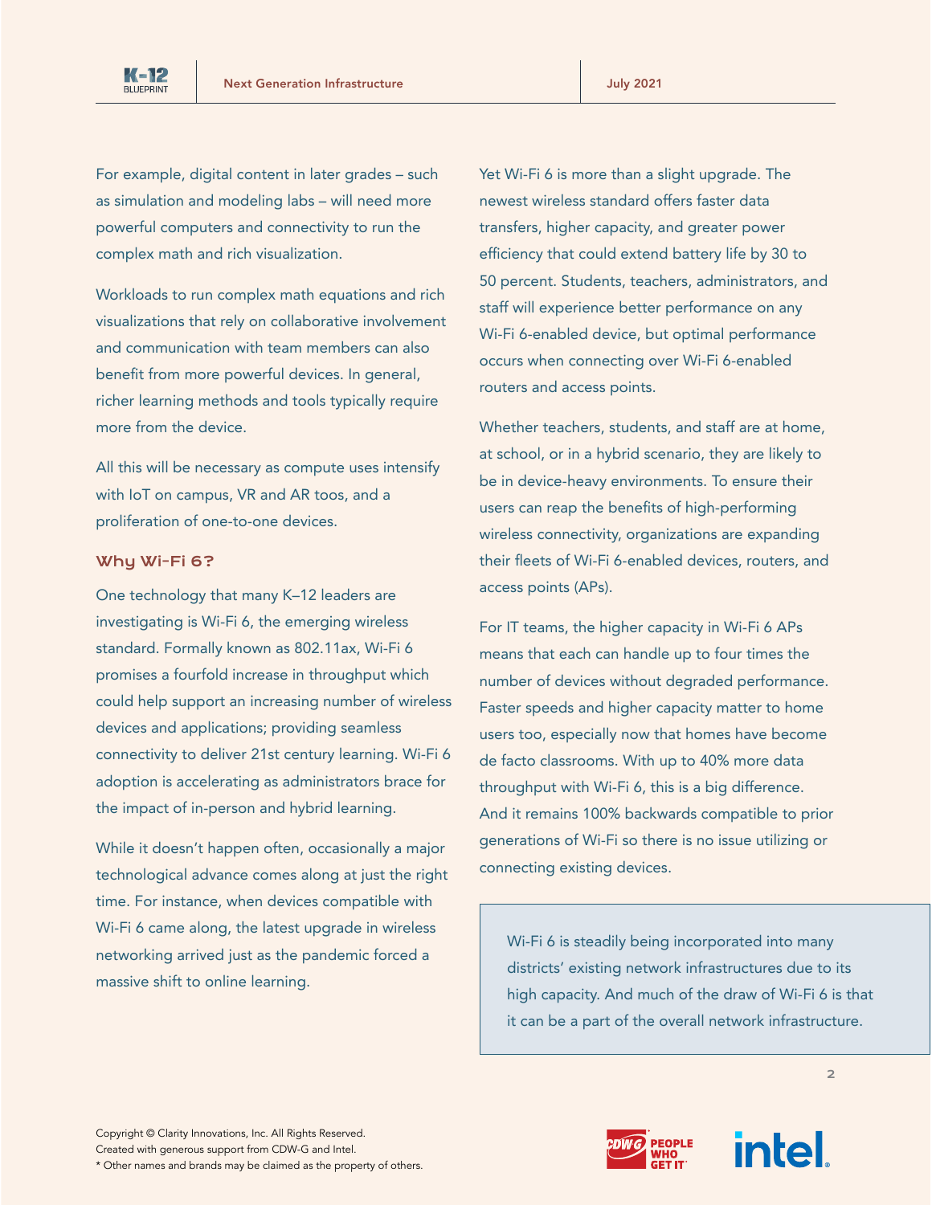For example, digital content in later grades – such as simulation and modeling labs – will need more powerful computers and connectivity to run the complex math and rich visualization.

Workloads to run complex math equations and rich visualizations that rely on collaborative involvement and communication with team members can also benefit from more powerful devices. In general, richer learning methods and tools typically require more from the device.

All this will be necessary as compute uses intensify with IoT on campus, VR and AR toos, and a proliferation of one-to-one devices.

## Why Wi-Fi 6?

One technology that many K–12 leaders are investigating is Wi-Fi 6, the emerging wireless standard. Formally known as 802.11ax, Wi-Fi 6 promises a fourfold increase in throughput which could help support an increasing number of wireless devices and applications; providing seamless connectivity to deliver 21st century learning. Wi-Fi 6 adoption is accelerating as administrators brace for the impact of in-person and hybrid learning.

While it doesn't happen often, occasionally a major technological advance comes along at just the right time. For instance, when devices compatible with Wi-Fi 6 came along, the latest upgrade in wireless networking arrived just as the pandemic forced a massive shift to online learning.

Yet Wi-Fi 6 is more than a slight upgrade. The newest wireless standard offers faster data transfers, higher capacity, and greater power efficiency that could extend battery life by 30 to 50 percent. Students, teachers, administrators, and staff will experience better performance on any Wi-Fi 6-enabled device, but optimal performance occurs when connecting over Wi-Fi 6-enabled routers and access points.

Whether teachers, students, and staff are at home, at school, or in a hybrid scenario, they are likely to be in device-heavy environments. To ensure their users can reap the benefits of high-performing wireless connectivity, organizations are expanding their fleets of Wi-Fi 6-enabled devices, routers, and access points (APs).

For IT teams, the higher capacity in Wi-Fi 6 APs means that each can handle up to four times the number of devices without degraded performance. Faster speeds and higher capacity matter to home users too, especially now that homes have become de facto classrooms. With up to 40% more data throughput with Wi-Fi 6, this is a big difference. And it remains 100% backwards compatible to prior generations of Wi-Fi so there is no issue utilizing or connecting existing devices.

> Wi-Fi 6 is steadily being incorporated into many districts' existing network infrastructures due to its high capacity. And much of the draw of Wi-Fi 6 is that it can be a part of the overall network infrastructure.

Copyright © Clarity Innovations, Inc. All Rights Reserved.
Created with generous support from CDW-G and Intel.
* Other names and brands may be claimed as the property of others.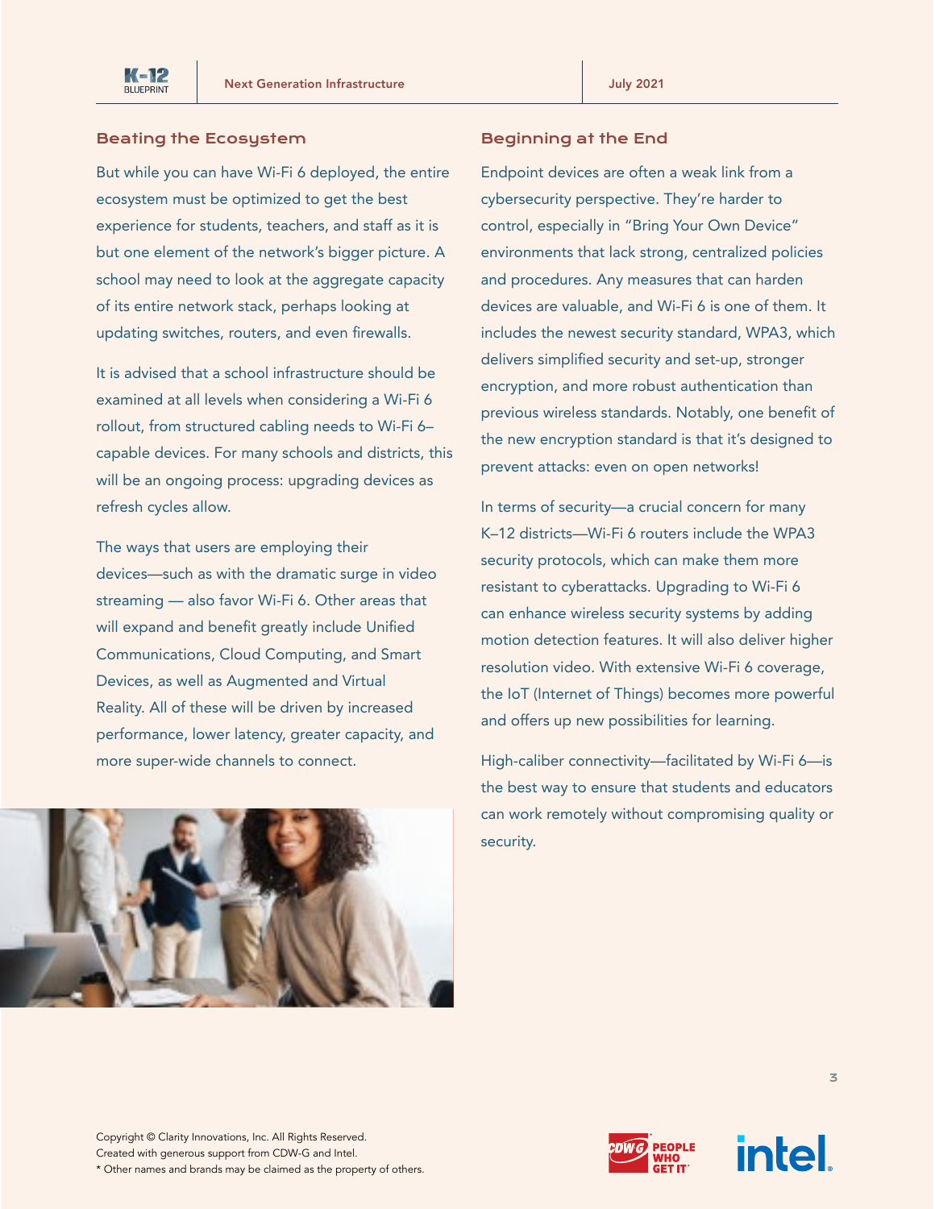## Beating the Ecosystem

But while you can have Wi-Fi 6 deployed, the entire ecosystem must be optimized to get the best experience for students, teachers, and staff as it is but one element of the network's bigger picture. A school may need to look at the aggregate capacity of its entire network stack, perhaps looking at updating switches, routers, and even firewalls.

It is advised that a school infrastructure should be examined at all levels when considering a Wi-Fi 6 rollout, from structured cabling needs to Wi-Fi 6–capable devices. For many schools and districts, this will be an ongoing process: upgrading devices as refresh cycles allow.

The ways that users are employing their devices—such as with the dramatic surge in video streaming — also favor Wi-Fi 6. Other areas that will expand and benefit greatly include Unified Communications, Cloud Computing, and Smart Devices, as well as Augmented and Virtual Reality. All of these will be driven by increased performance, lower latency, greater capacity, and more super-wide channels to connect.

## Beginning at the End

Endpoint devices are often a weak link from a cybersecurity perspective. They're harder to control, especially in "Bring Your Own Device" environments that lack strong, centralized policies and procedures. Any measures that can harden devices are valuable, and Wi-Fi 6 is one of them. It includes the newest security standard, WPA3, which delivers simplified security and set-up, stronger encryption, and more robust authentication than previous wireless standards. Notably, one benefit of the new encryption standard is that it's designed to prevent attacks: even on open networks!

In terms of security—a crucial concern for many K–12 districts—Wi-Fi 6 routers include the WPA3 security protocols, which can make them more resistant to cyberattacks. Upgrading to Wi-Fi 6 can enhance wireless security systems by adding motion detection features. It will also deliver higher resolution video. With extensive Wi-Fi 6 coverage, the IoT (Internet of Things) becomes more powerful and offers up new possibilities for learning.

High-caliber connectivity—facilitated by Wi-Fi 6—is the best way to ensure that students and educators can work remotely without compromising quality or security.

Copyright © Clarity Innovations, Inc. All Rights Reserved.
Created with generous support from CDW-G and Intel.
* Other names and brands may be claimed as the property of others.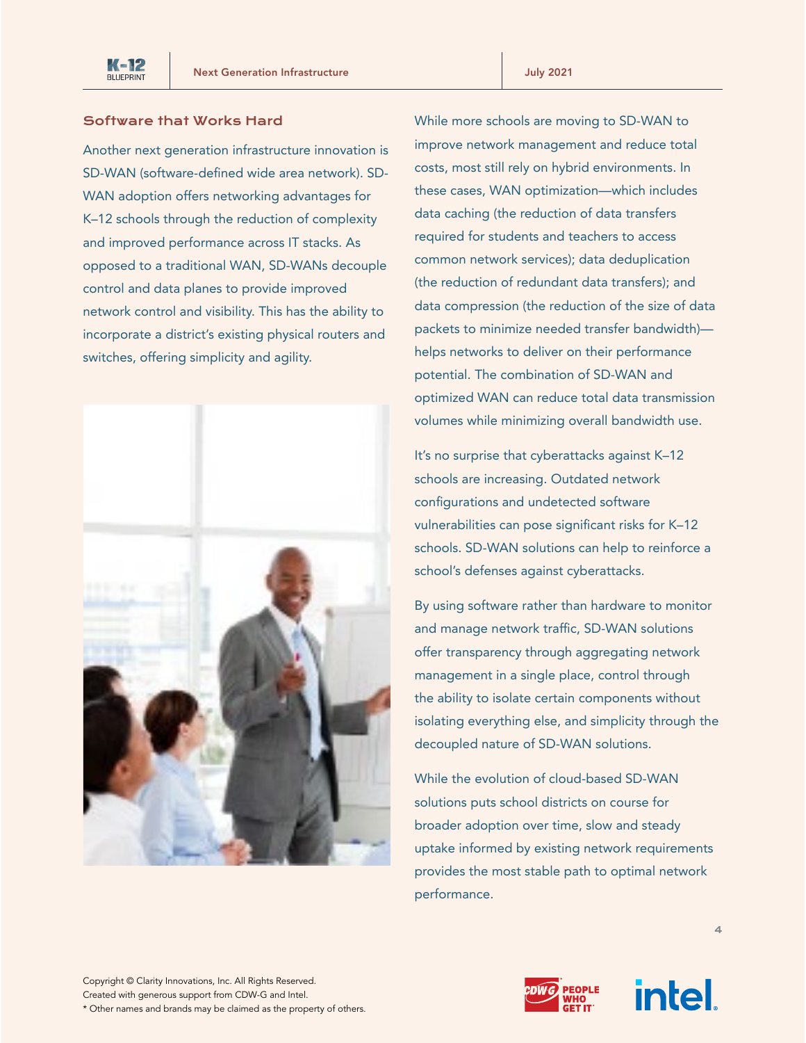## Software that Works Hard

Another next generation infrastructure innovation is SD-WAN (software-defined wide area network). SD-WAN adoption offers networking advantages for K–12 schools through the reduction of complexity and improved performance across IT stacks. As opposed to a traditional WAN, SD-WANs decouple control and data planes to provide improved network control and visibility. This has the ability to incorporate a district's existing physical routers and switches, offering simplicity and agility.

While more schools are moving to SD-WAN to improve network management and reduce total costs, most still rely on hybrid environments. In these cases, WAN optimization—which includes data caching (the reduction of data transfers required for students and teachers to access common network services); data deduplication (the reduction of redundant data transfers); and data compression (the reduction of the size of data packets to minimize needed transfer bandwidth)—helps networks to deliver on their performance potential. The combination of SD-WAN and optimized WAN can reduce total data transmission volumes while minimizing overall bandwidth use.

It's no surprise that cyberattacks against K–12 schools are increasing. Outdated network configurations and undetected software vulnerabilities can pose significant risks for K–12 schools. SD-WAN solutions can help to reinforce a school's defenses against cyberattacks.

By using software rather than hardware to monitor and manage network traffic, SD-WAN solutions offer transparency through aggregating network management in a single place, control through the ability to isolate certain components without isolating everything else, and simplicity through the decoupled nature of SD-WAN solutions.

While the evolution of cloud-based SD-WAN solutions puts school districts on course for broader adoption over time, slow and steady uptake informed by existing network requirements provides the most stable path to optimal network performance.

Copyright © Clarity Innovations, Inc. All Rights Reserved.
Created with generous support from CDW-G and Intel.
* Other names and brands may be claimed as the property of others.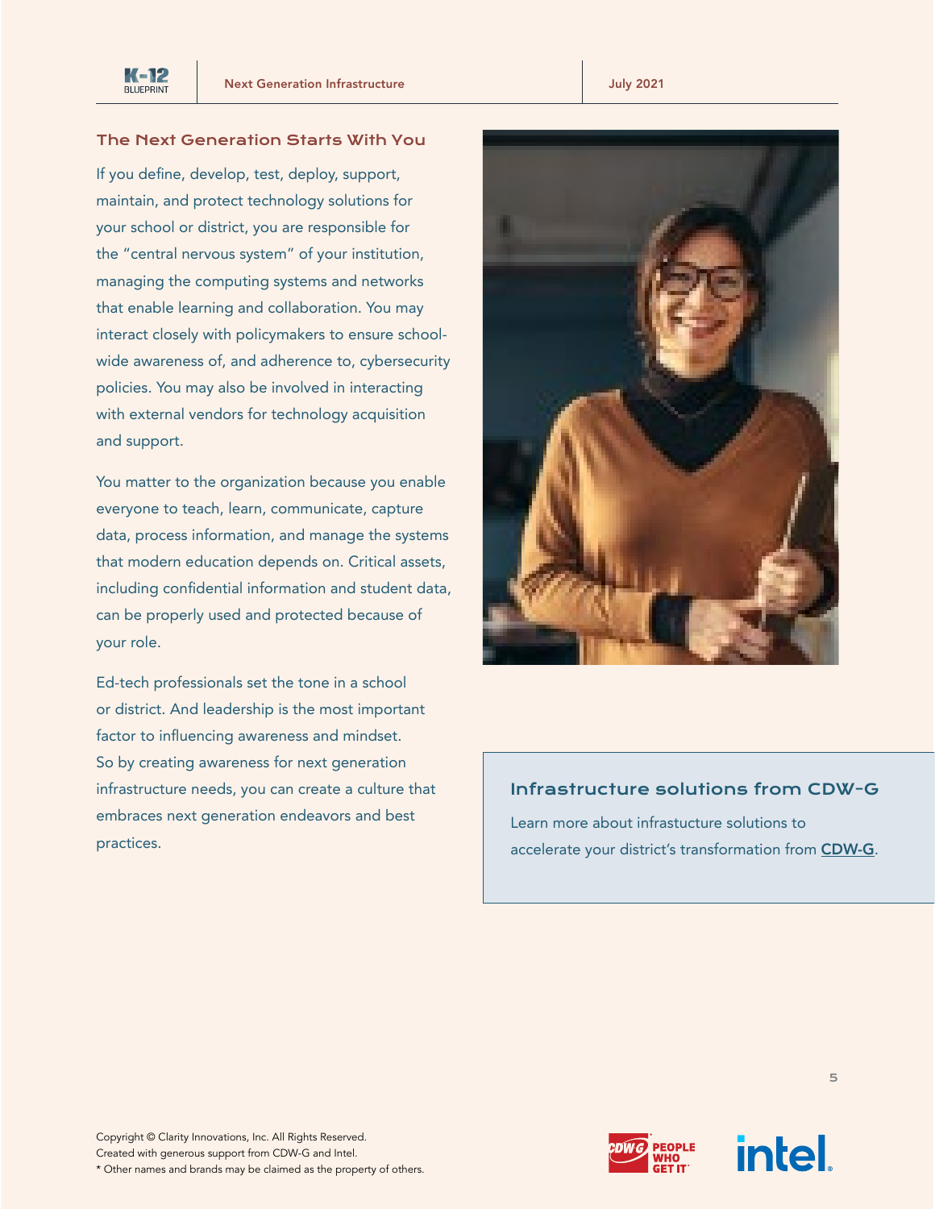## The Next Generation Starts With You

If you define, develop, test, deploy, support, maintain, and protect technology solutions for your school or district, you are responsible for the "central nervous system" of your institution, managing the computing systems and networks that enable learning and collaboration. You may interact closely with policymakers to ensure school-wide awareness of, and adherence to, cybersecurity policies. You may also be involved in interacting with external vendors for technology acquisition and support.

You matter to the organization because you enable everyone to teach, learn, communicate, capture data, process information, and manage the systems that modern education depends on. Critical assets, including confidential information and student data, can be properly used and protected because of your role.

Ed-tech professionals set the tone in a school or district. And leadership is the most important factor to influencing awareness and mindset. So by creating awareness for next generation infrastructure needs, you can create a culture that embraces next generation endeavors and best practices.

### Infrastructure solutions from CDW-G

Learn more about infrastucture solutions to accelerate your district's transformation from **CDW-G**.

Copyright © Clarity Innovations, Inc. All Rights Reserved.
Created with generous support from CDW-G and Intel.
* Other names and brands may be claimed as the property of others.